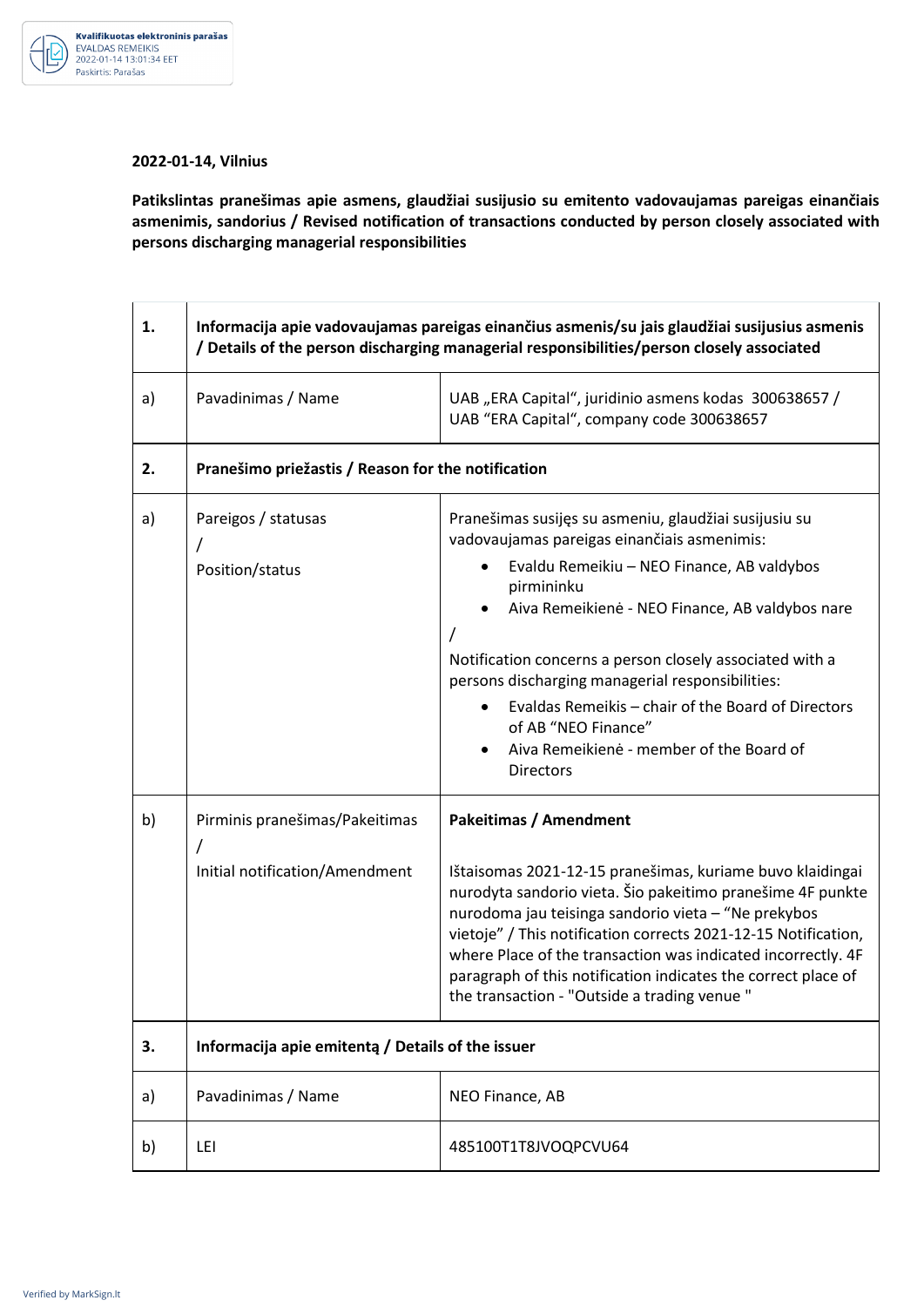**2022-01-14, Vilnius**

**Patikslintas pranešimas apie asmens, glaudžiai susijusio su emitento vadovaujamas pareigas einančiais asmenimis, sandorius / Revised notification of transactions conducted by person closely associated with persons discharging managerial responsibilities**

| | | |
|---|---|---|
| **1.** | **Informacija apie vadovaujamas pareigas einančius asmenis/su jais glaudžiai susijusius asmenis / Details of the person discharging managerial responsibilities/person closely associated** | |
| a) | Pavadinimas / Name | UAB „ERA Capital“, juridinio asmens kodas 300638657 / UAB “ERA Capital“, company code 300638657 |
| **2.** | **Pranešimo priežastis / Reason for the notification** | |
| a) | Pareigos / statusas / Position/status | Pranešimas susijęs su asmeniu, glaudžiai susijusiu su vadovaujamas pareigas einančiais asmenimis: <br>• Evaldu Remeikiu – NEO Finance, AB valdybos pirmininku <br>• Aiva Remeikienė - NEO Finance, AB valdybos nare <br>/ <br>Notification concerns a person closely associated with a persons discharging managerial responsibilities: <br>• Evaldas Remeikis – chair of the Board of Directors of AB “NEO Finance” <br>• Aiva Remeikienė - member of the Board of Directors |
| b) | Pirminis pranešimas/Pakeitimas / Initial notification/Amendment | **Pakeitimas / Amendment** <br><br>Ištaisomas 2021-12-15 pranešimas, kuriame buvo klaidingai nurodyta sandorio vieta. Šio pakeitimo pranešime 4F punkte nurodoma jau teisinga sandorio vieta – “Ne prekybos vietoje” / This notification corrects 2021-12-15 Notification, where Place of the transaction was indicated incorrectly. 4F paragraph of this notification indicates the correct place of the transaction - "Outside a trading venue " |
| **3.** | **Informacija apie emitentą / Details of the issuer** | |
| a) | Pavadinimas / Name | NEO Finance, AB |
| b) | LEI | 485100T1T8JVOQPCVU64 |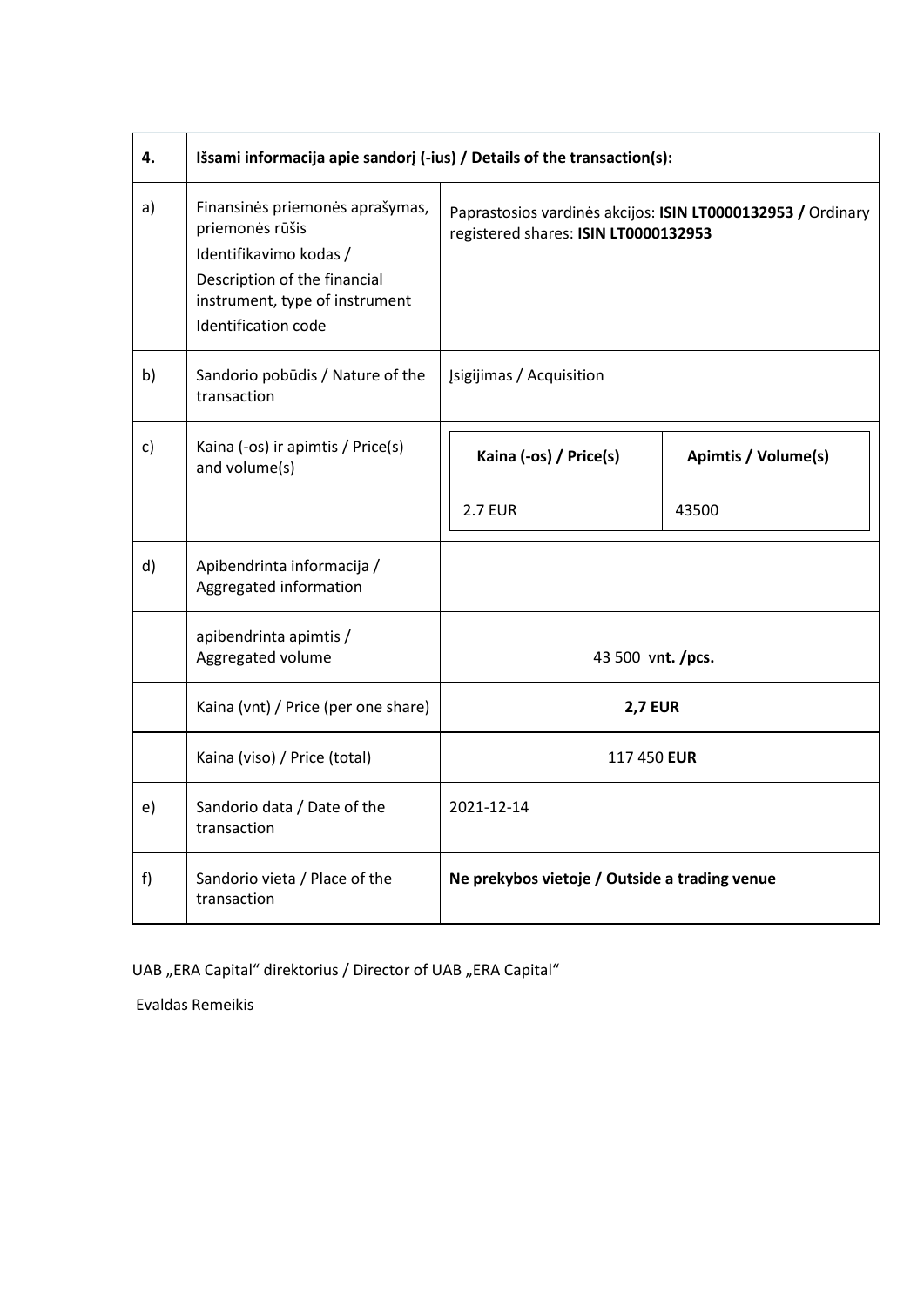| **4.** | **Išsami informacija apie sandorį (-ius) / Details of the transaction(s):** | |
|---|---|---|
| a) | Finansinės priemonės aprašymas, priemonės rūšis<br>Identifikavimo kodas /<br>Description of the financial instrument, type of instrument<br>Identification code | Paprastosios vardinės akcijos: **ISIN LT0000132953 /** Ordinary registered shares: **ISIN LT0000132953** |
| b) | Sandorio pobūdis / Nature of the transaction | Įsigijimas / Acquisition |
| c) | Kaina (-os) ir apimtis / Price(s) and volume(s) | **Kaina (-os) / Price(s)**: 2.7 EUR<br>**Apimtis / Volume(s)**: 43500 |
| d) | Apibendrinta informacija / Aggregated information | |
| | apibendrinta apimtis / Aggregated volume | 43 500 v**nt. /pcs.** |
| | Kaina (vnt) / Price (per one share) | **2,7 EUR** |
| | Kaina (viso) / Price (total) | 117 450 **EUR** |
| e) | Sandorio data / Date of the transaction | 2021-12-14 |
| f) | Sandorio vieta / Place of the transaction | **Ne prekybos vietoje / Outside a trading venue** |

UAB „ERA Capital" direktorius / Director of UAB „ERA Capital"

Evaldas Remeikis